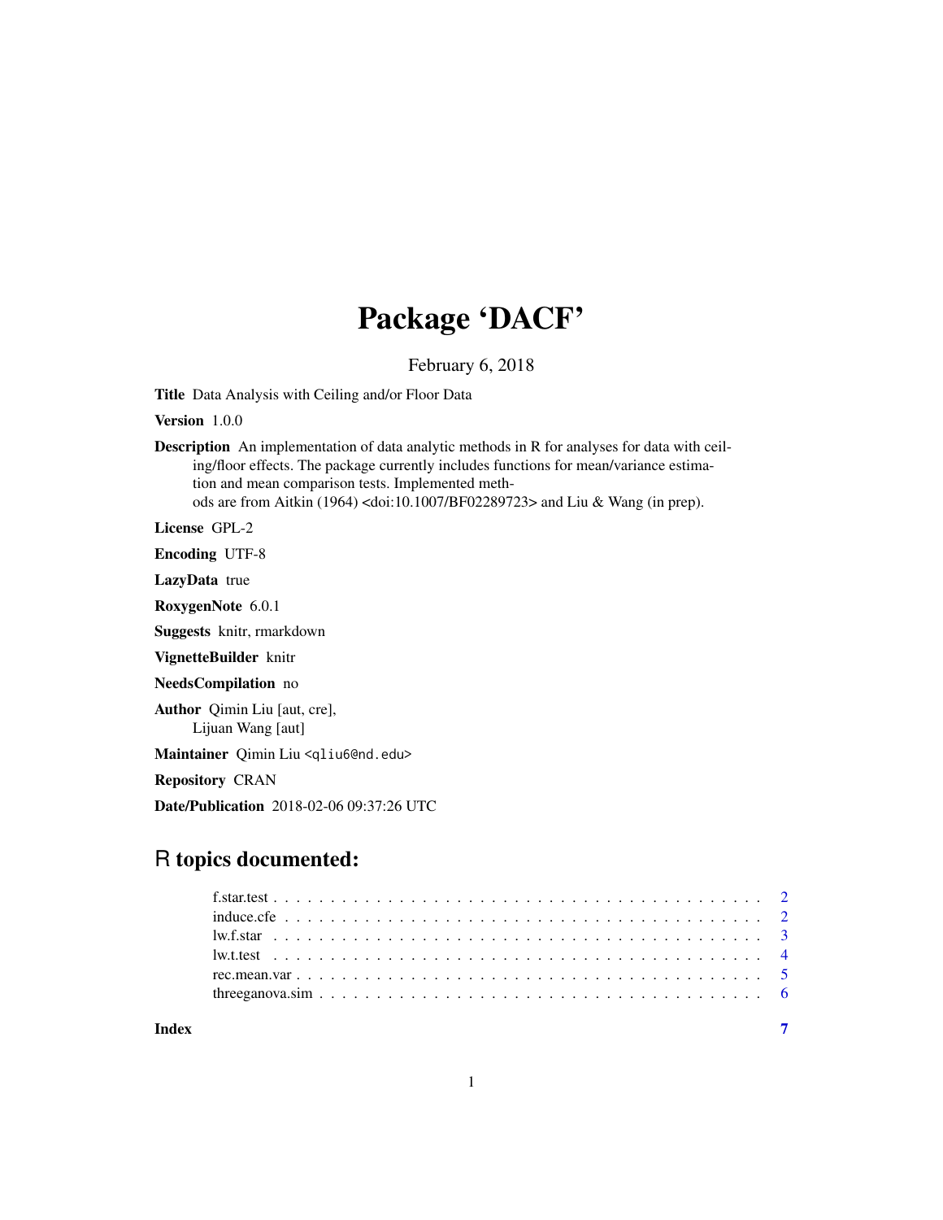# Package 'DACF'

February 6, 2018

**Title** Data Analysis with Ceiling and/or Floor Data

**Version** 1.0.0

**Description** An implementation of data analytic methods in R for analyses for data with ceiling/floor effects. The package currently includes functions for mean/variance estimation and mean comparison tests. Implemented methods are from Aitkin (1964) <doi:10.1007/BF02289723> and Liu & Wang (in prep).

**License** GPL-2

**Encoding** UTF-8

**LazyData** true

**RoxygenNote** 6.0.1

**Suggests** knitr, rmarkdown

**VignetteBuilder** knitr

**NeedsCompilation** no

**Author** Qimin Liu [aut, cre],
Lijuan Wang [aut]

**Maintainer** Qimin Liu <qliu6@nd.edu>

**Repository** CRAN

**Date/Publication** 2018-02-06 09:37:26 UTC

## R topics documented:

| | |
|---|---|
| f.star.test | 2 |
| induce.cfe | 2 |
| lw.f.star | 3 |
| lw.t.test | 4 |
| rec.mean.var | 5 |
| threeganova.sim | 6 |
| **Index** | **7** |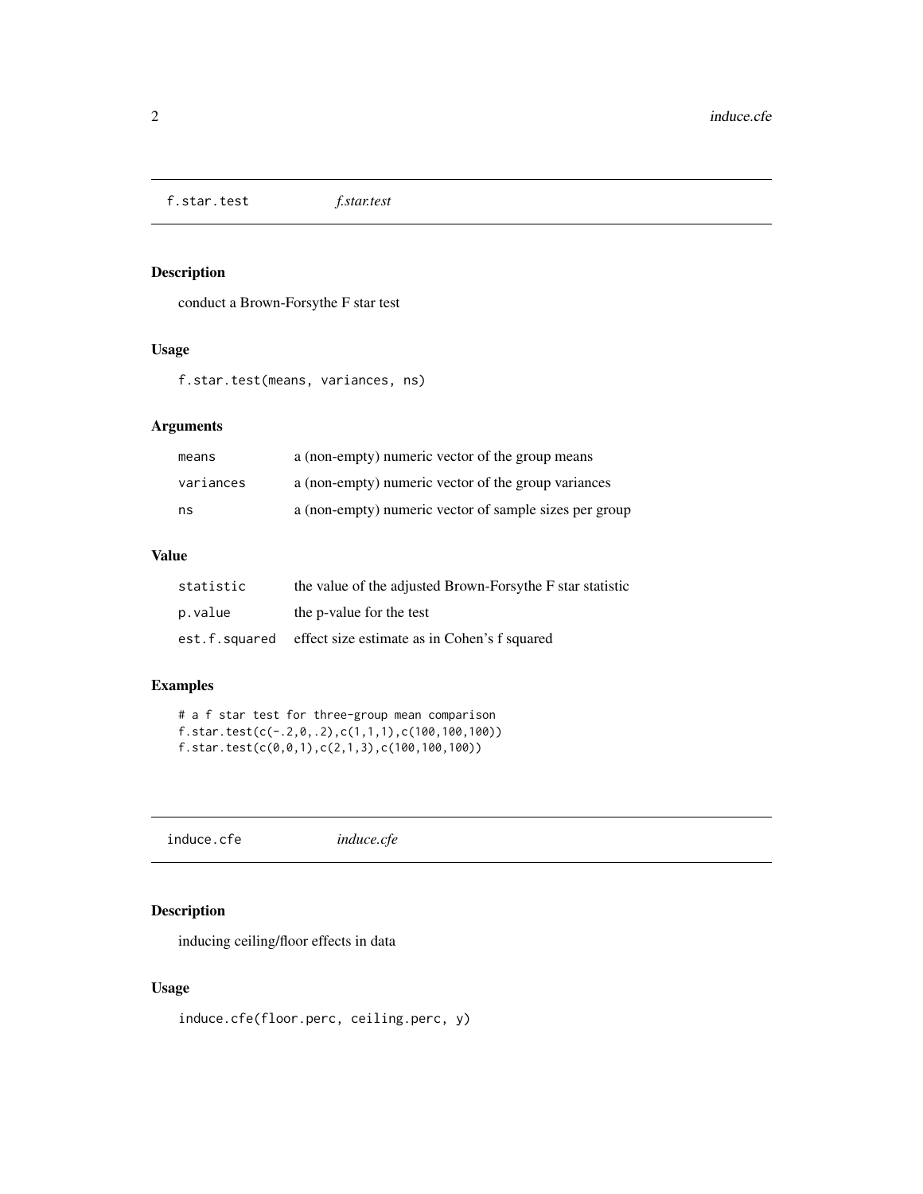## f.star.test *f.star.test*

### Description

conduct a Brown-Forsythe F star test

### Usage

```
f.star.test(means, variances, ns)
```

### Arguments

| | |
|---|---|
| means | a (non-empty) numeric vector of the group means |
| variances | a (non-empty) numeric vector of the group variances |
| ns | a (non-empty) numeric vector of sample sizes per group |

### Value

| | |
|---|---|
| statistic | the value of the adjusted Brown-Forsythe F star statistic |
| p.value | the p-value for the test |
| est.f.squared | effect size estimate as in Cohen's f squared |

### Examples

```
# a f star test for three-group mean comparison
f.star.test(c(-.2,0,.2),c(1,1,1),c(100,100,100))
f.star.test(c(0,0,1),c(2,1,3),c(100,100,100))
```

## induce.cfe *induce.cfe*

### Description

inducing ceiling/floor effects in data

### Usage

```
induce.cfe(floor.perc, ceiling.perc, y)
```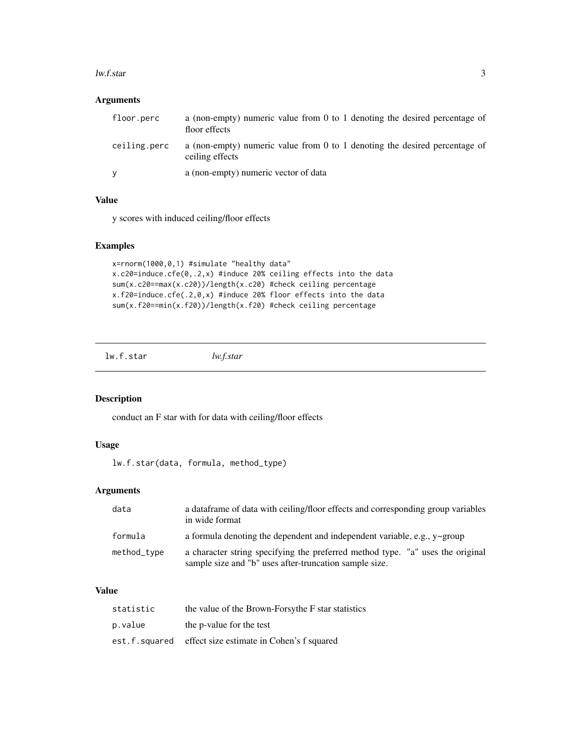### Arguments

| | |
|---|---|
| floor.perc | a (non-empty) numeric value from 0 to 1 denoting the desired percentage of floor effects |
| ceiling.perc | a (non-empty) numeric value from 0 to 1 denoting the desired percentage of ceiling effects |
| y | a (non-empty) numeric vector of data |

### Value

y scores with induced ceiling/floor effects

### Examples

```
x=rnorm(1000,0,1) #simulate "healthy data"
x.c20=induce.cfe(0,.2,x) #induce 20% ceiling effects into the data
sum(x.c20==max(x.c20))/length(x.c20) #check ceiling percentage
x.f20=induce.cfe(.2,0,x) #induce 20% floor effects into the data
sum(x.f20==min(x.f20))/length(x.f20) #check ceiling percentage
```

## lw.f.star *lw.f.star*

### Description

conduct an F star with for data with ceiling/floor effects

### Usage

```
lw.f.star(data, formula, method_type)
```

### Arguments

| | |
|---|---|
| data | a dataframe of data with ceiling/floor effects and corresponding group variables in wide format |
| formula | a formula denoting the dependent and independent variable, e.g., y~group |
| method_type | a character string specifying the preferred method type. "a" uses the original sample size and "b" uses after-truncation sample size. |

### Value

| | |
|---|---|
| statistic | the value of the Brown-Forsythe F star statistics |
| p.value | the p-value for the test |
| est.f.squared | effect size estimate in Cohen's f squared |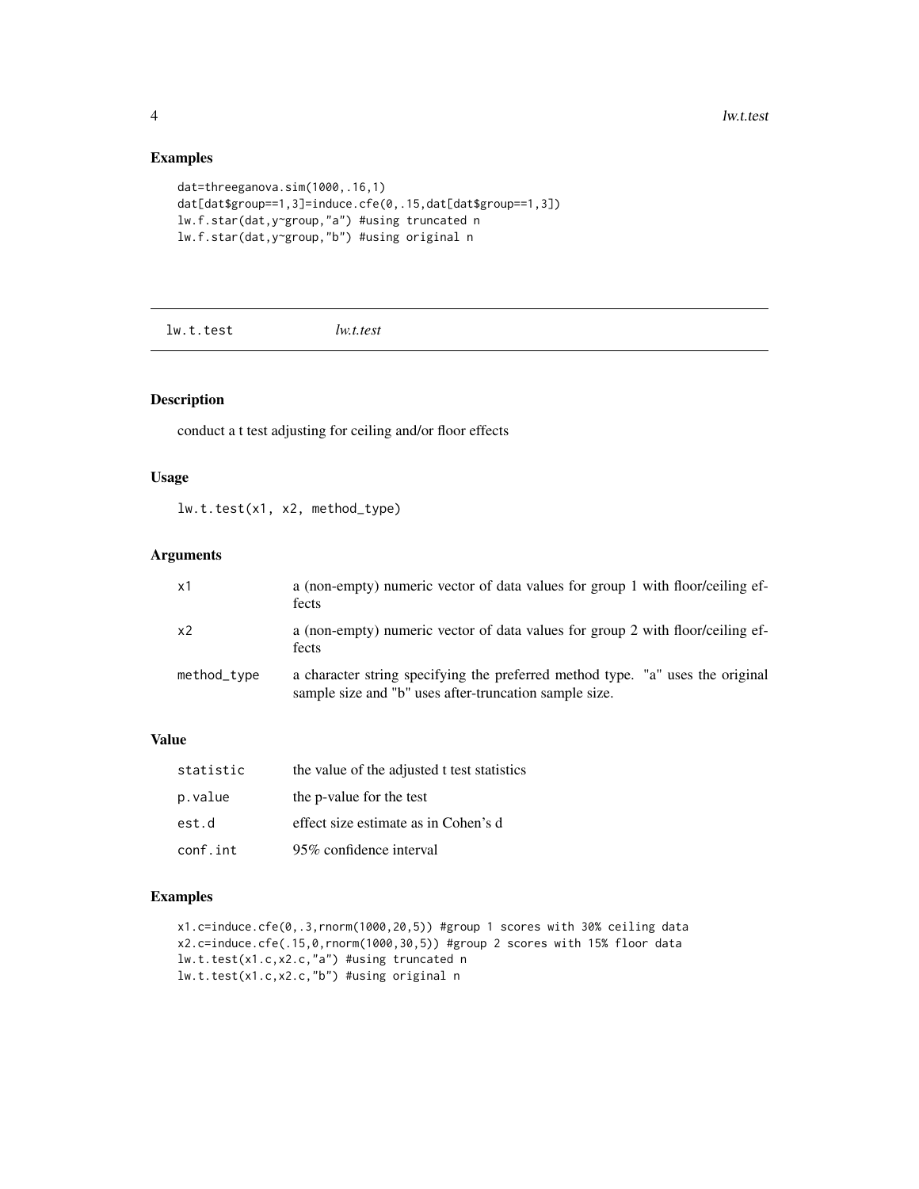## Examples

```
dat=threeganova.sim(1000,.16,1)
dat[dat$group==1,3]=induce.cfe(0,.15,dat[dat$group==1,3])
lw.f.star(dat,y~group,"a") #using truncated n
lw.f.star(dat,y~group,"b") #using original n
```

---

# lw.t.test *lw.t.test*

---

## Description

conduct a t test adjusting for ceiling and/or floor effects

## Usage

```
lw.t.test(x1, x2, method_type)
```

## Arguments

| | |
|---|---|
| x1 | a (non-empty) numeric vector of data values for group 1 with floor/ceiling effects |
| x2 | a (non-empty) numeric vector of data values for group 2 with floor/ceiling effects |
| method_type | a character string specifying the preferred method type. "a" uses the original sample size and "b" uses after-truncation sample size. |

## Value

| | |
|---|---|
| statistic | the value of the adjusted t test statistics |
| p.value | the p-value for the test |
| est.d | effect size estimate as in Cohen's d |
| conf.int | 95% confidence interval |

## Examples

```
x1.c=induce.cfe(0,.3,rnorm(1000,20,5)) #group 1 scores with 30% ceiling data
x2.c=induce.cfe(.15,0,rnorm(1000,30,5)) #group 2 scores with 15% floor data
lw.t.test(x1.c,x2.c,"a") #using truncated n
lw.t.test(x1.c,x2.c,"b") #using original n
```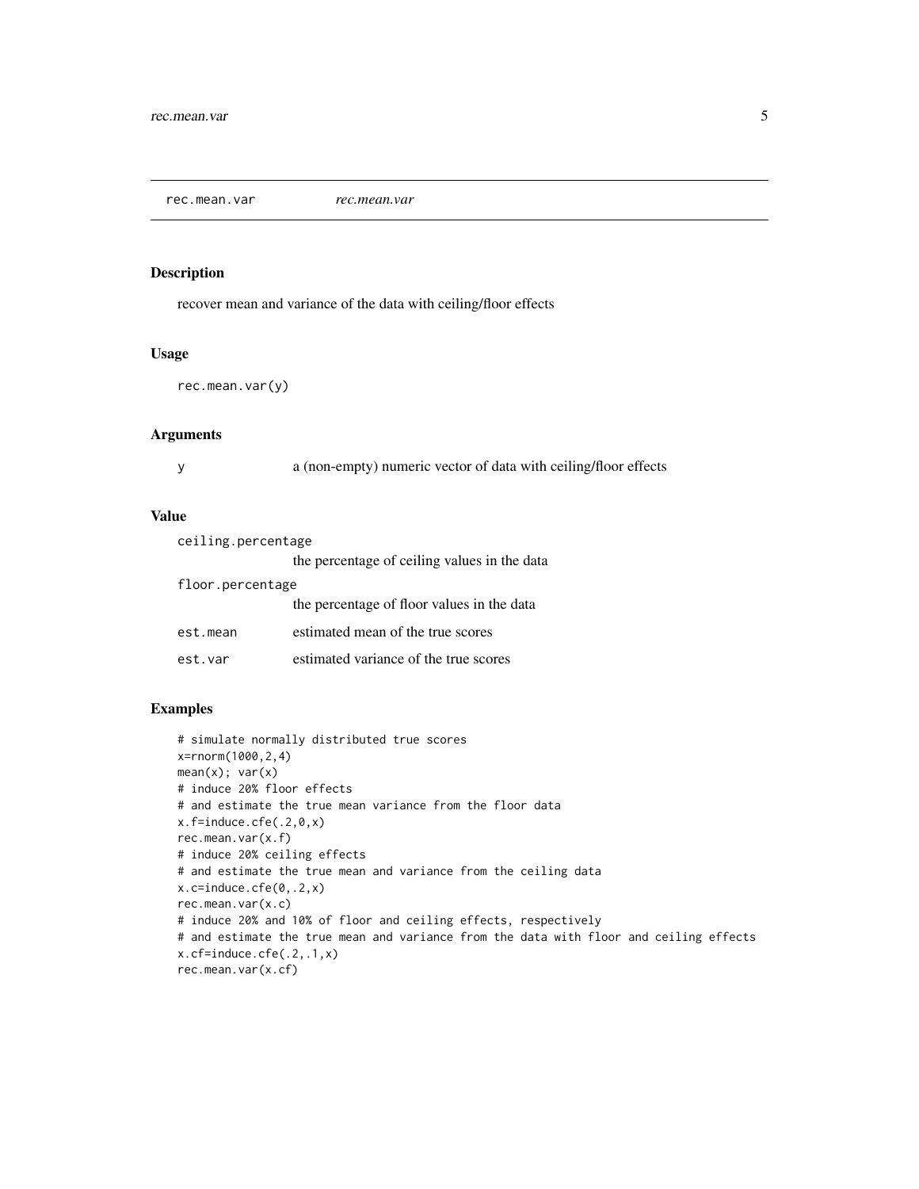rec.mean.var *rec.mean.var*

## Description

recover mean and variance of the data with ceiling/floor effects

## Usage

```
rec.mean.var(y)
```

## Arguments

| | |
|---|---|
| y | a (non-empty) numeric vector of data with ceiling/floor effects |

## Value

| | |
|---|---|
| ceiling.percentage | the percentage of ceiling values in the data |
| floor.percentage | the percentage of floor values in the data |
| est.mean | estimated mean of the true scores |
| est.var | estimated variance of the true scores |

## Examples

```
# simulate normally distributed true scores
x=rnorm(1000,2,4)
mean(x); var(x)
# induce 20% floor effects
# and estimate the true mean variance from the floor data
x.f=induce.cfe(.2,0,x)
rec.mean.var(x.f)
# induce 20% ceiling effects
# and estimate the true mean and variance from the ceiling data
x.c=induce.cfe(0,.2,x)
rec.mean.var(x.c)
# induce 20% and 10% of floor and ceiling effects, respectively
# and estimate the true mean and variance from the data with floor and ceiling effects
x.cf=induce.cfe(.2,.1,x)
rec.mean.var(x.cf)
```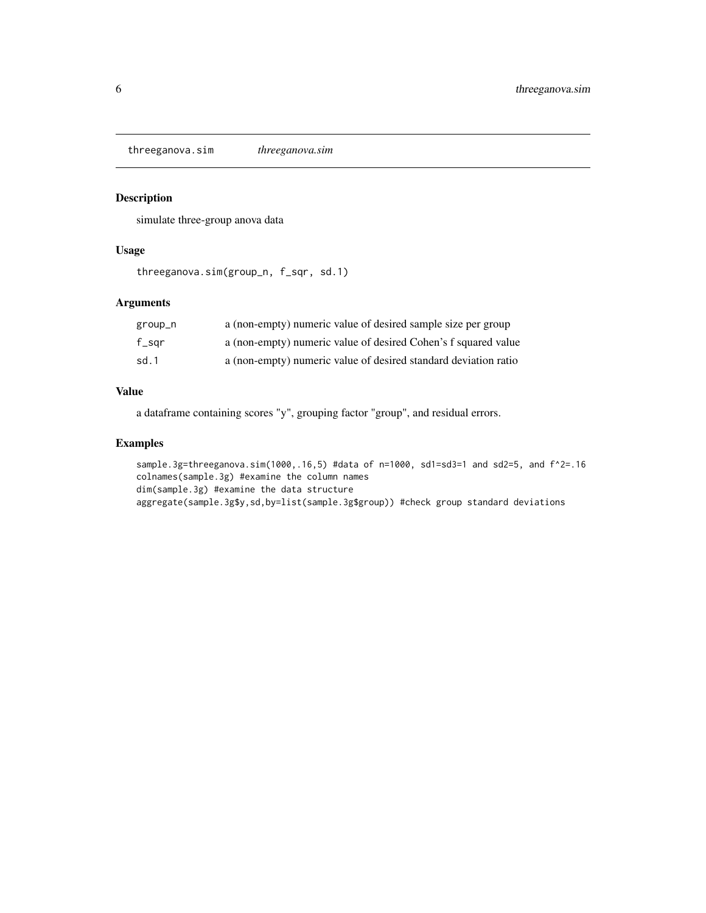threeganova.sim *threeganova.sim*

## Description

simulate three-group anova data

## Usage

```
threeganova.sim(group_n, f_sqr, sd.1)
```

## Arguments

| | |
|---|---|
| group_n | a (non-empty) numeric value of desired sample size per group |
| f_sqr | a (non-empty) numeric value of desired Cohen's f squared value |
| sd.1 | a (non-empty) numeric value of desired standard deviation ratio |

## Value

a dataframe containing scores "y", grouping factor "group", and residual errors.

## Examples

```
sample.3g=threeganova.sim(1000,.16,5) #data of n=1000, sd1=sd3=1 and sd2=5, and f^2=.16
colnames(sample.3g) #examine the column names
dim(sample.3g) #examine the data structure
aggregate(sample.3g$y,sd,by=list(sample.3g$group)) #check group standard deviations
```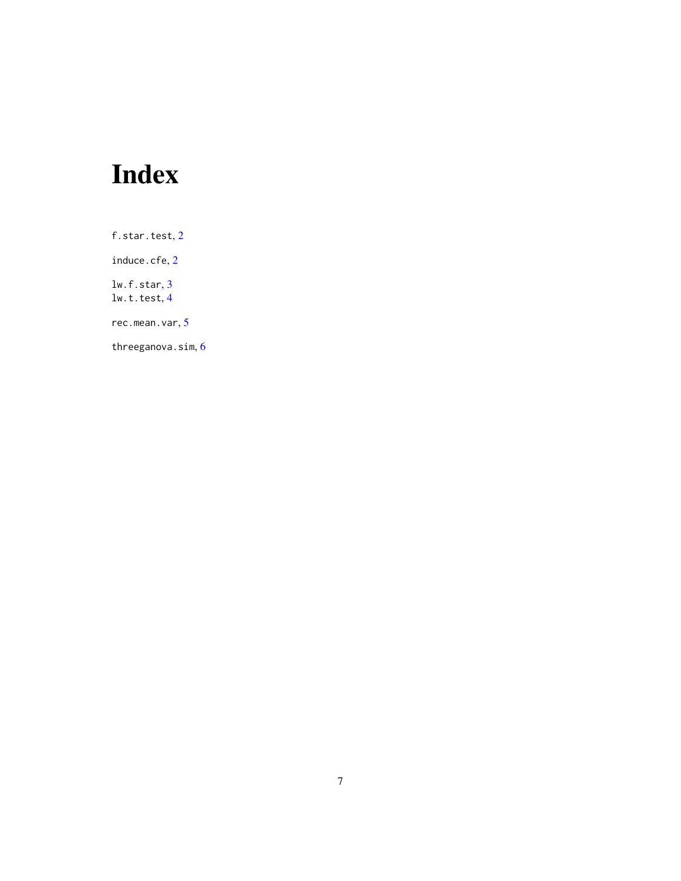# Index

f.star.test, 2

induce.cfe, 2

lw.f.star, 3
lw.t.test, 4

rec.mean.var, 5

threeganova.sim, 6